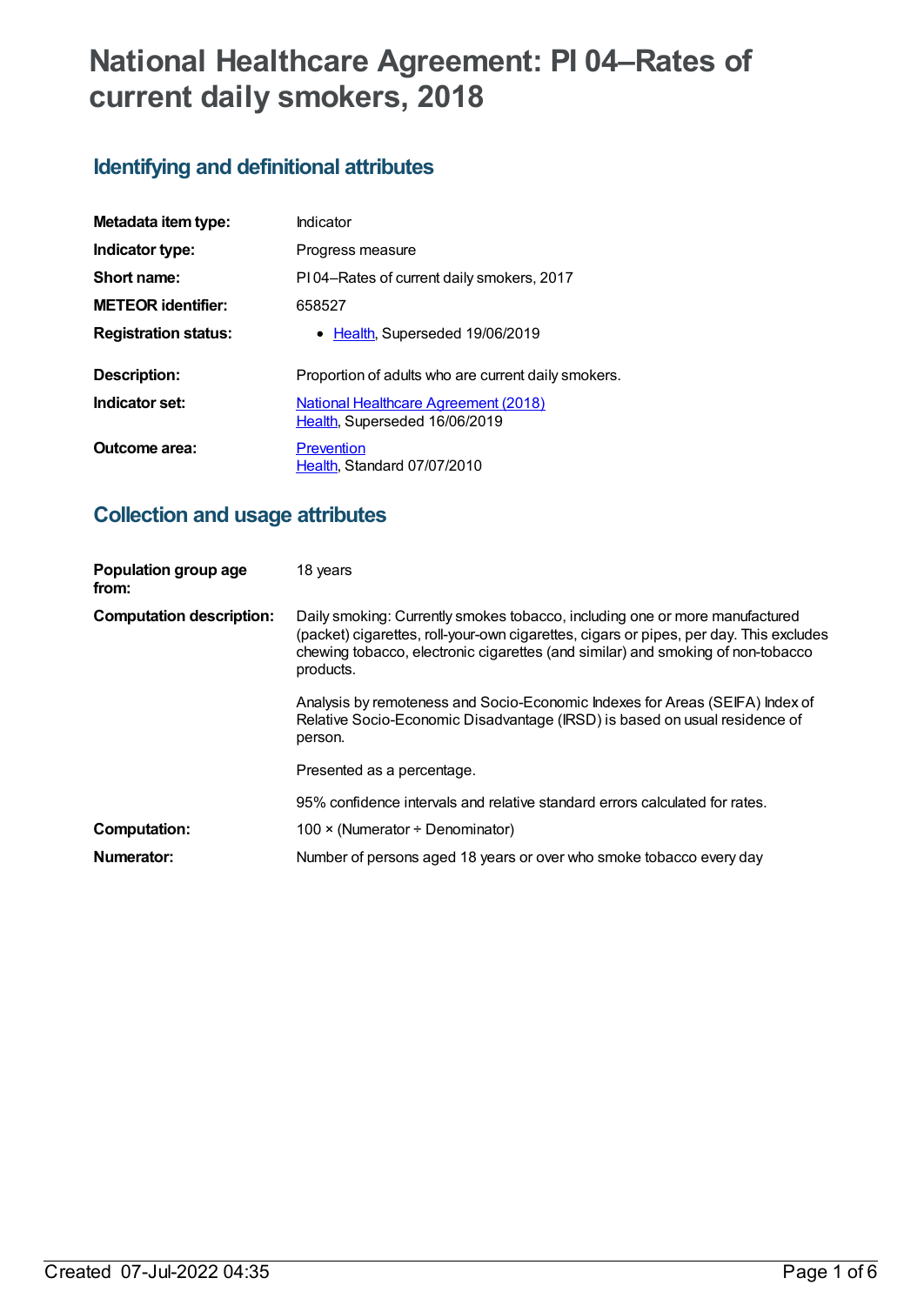# National Healthcare Agreement: PI 04–Rates of current daily smokers, 2018

## Identifying and definitional attributes

| | |
|---|---|
| **Metadata item type:** | Indicator |
| **Indicator type:** | Progress measure |
| **Short name:** | PI 04–Rates of current daily smokers, 2017 |
| **METEOR identifier:** | 658527 |
| **Registration status:** | • Health, Superseded 19/06/2019 |
| **Description:** | Proportion of adults who are current daily smokers. |
| **Indicator set:** | National Healthcare Agreement (2018)<br>Health, Superseded 16/06/2019 |
| **Outcome area:** | Prevention<br>Health, Standard 07/07/2010 |

## Collection and usage attributes

| | |
|---|---|
| **Population group age from:** | 18 years |
| **Computation description:** | Daily smoking: Currently smokes tobacco, including one or more manufactured (packet) cigarettes, roll-your-own cigarettes, cigars or pipes, per day. This excludes chewing tobacco, electronic cigarettes (and similar) and smoking of non-tobacco products.<br><br>Analysis by remoteness and Socio-Economic Indexes for Areas (SEIFA) Index of Relative Socio-Economic Disadvantage (IRSD) is based on usual residence of person.<br><br>Presented as a percentage.<br><br>95% confidence intervals and relative standard errors calculated for rates. |
| **Computation:** | 100 × (Numerator ÷ Denominator) |
| **Numerator:** | Number of persons aged 18 years or over who smoke tobacco every day |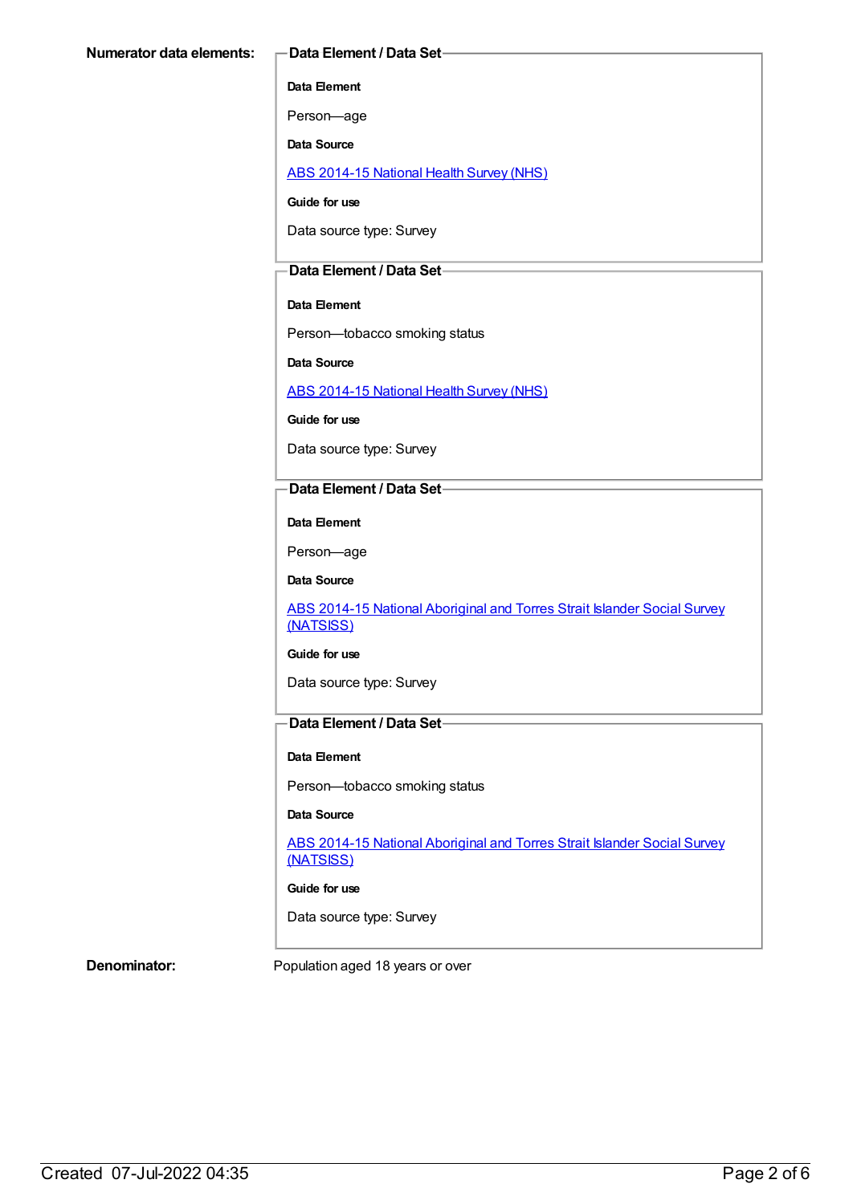**Numerator data elements:**

**Data Element / Data Set**

**Data Element**

Person—age

**Data Source**

ABS 2014-15 National Health Survey (NHS)

**Guide for use**

Data source type: Survey

**Data Element / Data Set**

**Data Element**

Person—tobacco smoking status

**Data Source**

ABS 2014-15 National Health Survey (NHS)

**Guide for use**

Data source type: Survey

**Data Element / Data Set**

**Data Element**

Person—age

**Data Source**

ABS 2014-15 National Aboriginal and Torres Strait Islander Social Survey (NATSISS)

**Guide for use**

Data source type: Survey

**Data Element / Data Set**

**Data Element**

Person—tobacco smoking status

**Data Source**

ABS 2014-15 National Aboriginal and Torres Strait Islander Social Survey (NATSISS)

**Guide for use**

Data source type: Survey

**Denominator:** Population aged 18 years or over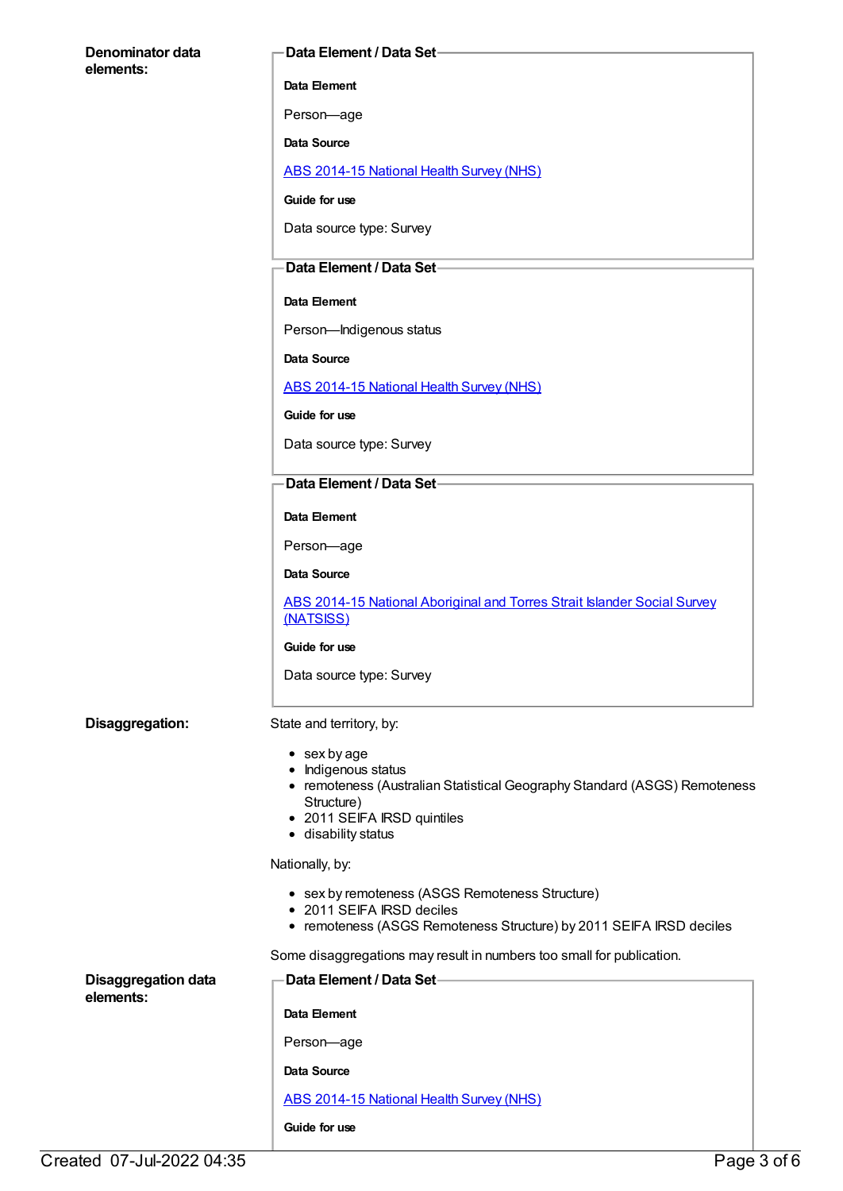**Denominator data elements:**

**Data Element / Data Set**

**Data Element**

Person—age

**Data Source**

[ABS 2014-15 National Health Survey (NHS)]

**Guide for use**

Data source type: Survey

**Data Element / Data Set**

**Data Element**

Person—Indigenous status

**Data Source**

[ABS 2014-15 National Health Survey (NHS)]

**Guide for use**

Data source type: Survey

**Data Element / Data Set**

**Data Element**

Person—age

**Data Source**

[ABS 2014-15 National Aboriginal and Torres Strait Islander Social Survey (NATSISS)]

**Guide for use**

Data source type: Survey

**Disaggregation:**

State and territory, by:

- sex by age
- Indigenous status
- remoteness (Australian Statistical Geography Standard (ASGS) Remoteness Structure)
- 2011 SEIFA IRSD quintiles
- disability status

Nationally, by:

- sex by remoteness (ASGS Remoteness Structure)
- 2011 SEIFA IRSD deciles
- remoteness (ASGS Remoteness Structure) by 2011 SEIFA IRSD deciles

Some disaggregations may result in numbers too small for publication.

**Disaggregation data elements:**

**Data Element / Data Set**

**Data Element**

Person—age

**Data Source**

[ABS 2014-15 National Health Survey (NHS)]

**Guide for use**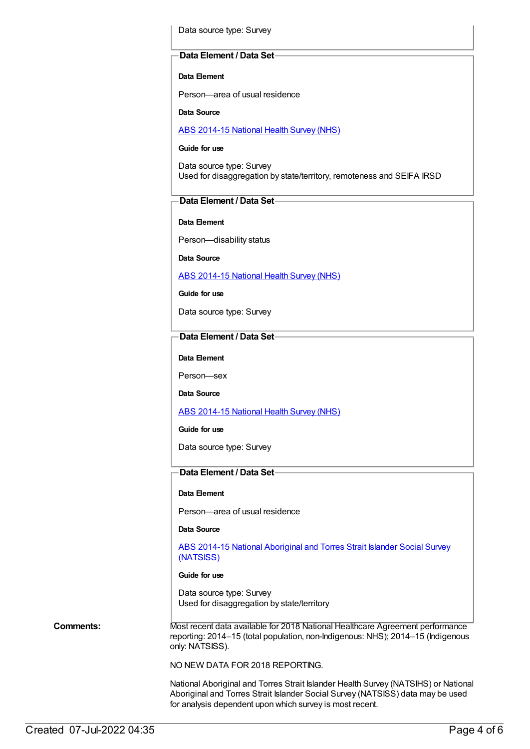Data source type: Survey

**Data Element / Data Set**

**Data Element**

Person—area of usual residence

**Data Source**

[ABS 2014-15 National Health Survey (NHS)]

**Guide for use**

Data source type: Survey
Used for disaggregation by state/territory, remoteness and SEIFA IRSD

**Data Element / Data Set**

**Data Element**

Person—disability status

**Data Source**

[ABS 2014-15 National Health Survey (NHS)]

**Guide for use**

Data source type: Survey

**Data Element / Data Set**

**Data Element**

Person—sex

**Data Source**

[ABS 2014-15 National Health Survey (NHS)]

**Guide for use**

Data source type: Survey

**Data Element / Data Set**

**Data Element**

Person—area of usual residence

**Data Source**

[ABS 2014-15 National Aboriginal and Torres Strait Islander Social Survey (NATSISS)]

**Guide for use**

Data source type: Survey
Used for disaggregation by state/territory

**Comments:**

Most recent data available for 2018 National Healthcare Agreement performance reporting: 2014–15 (total population, non-Indigenous: NHS); 2014–15 (Indigenous only: NATSISS).

NO NEW DATA FOR 2018 REPORTING.

National Aboriginal and Torres Strait Islander Health Survey (NATSIHS) or National Aboriginal and Torres Strait Islander Social Survey (NATSISS) data may be used for analysis dependent upon which survey is most recent.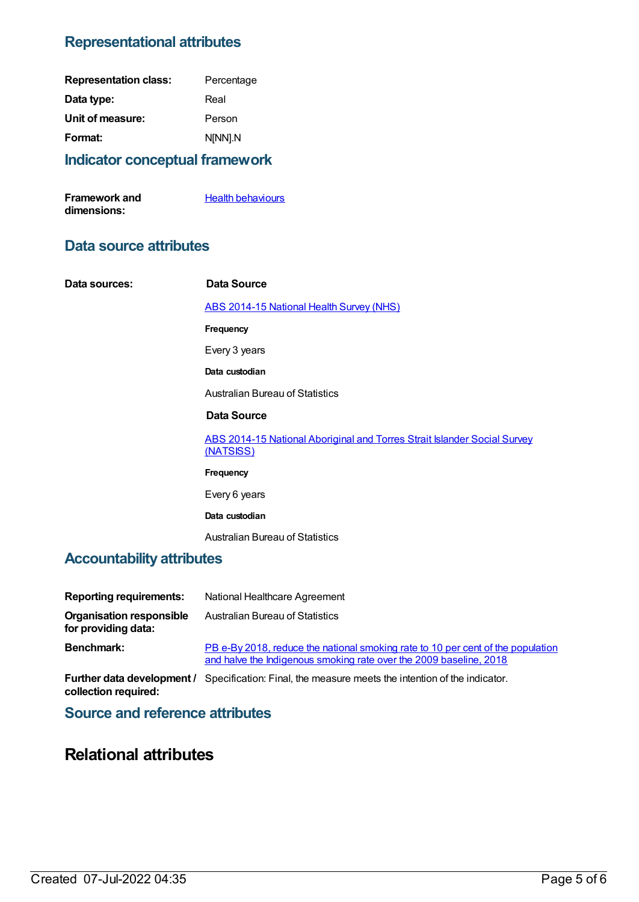## Representational attributes

| | |
|---|---|
| **Representation class:** | Percentage |
| **Data type:** | Real |
| **Unit of measure:** | Person |
| **Format:** | N[NN].N |

## Indicator conceptual framework

| | |
|---|---|
| **Framework and dimensions:** | Health behaviours |

## Data source attributes

**Data sources:**

**Data Source**

ABS 2014-15 National Health Survey (NHS)

**Frequency**

Every 3 years

**Data custodian**

Australian Bureau of Statistics

**Data Source**

ABS 2014-15 National Aboriginal and Torres Strait Islander Social Survey (NATSISS)

**Frequency**

Every 6 years

**Data custodian**

Australian Bureau of Statistics

## Accountability attributes

| | |
|---|---|
| **Reporting requirements:** | National Healthcare Agreement |
| **Organisation responsible for providing data:** | Australian Bureau of Statistics |
| **Benchmark:** | PB e-By 2018, reduce the national smoking rate to 10 per cent of the population and halve the Indigenous smoking rate over the 2009 baseline, 2018 |
| **Further data development / collection required:** | Specification: Final, the measure meets the intention of the indicator. |

## Source and reference attributes

# Relational attributes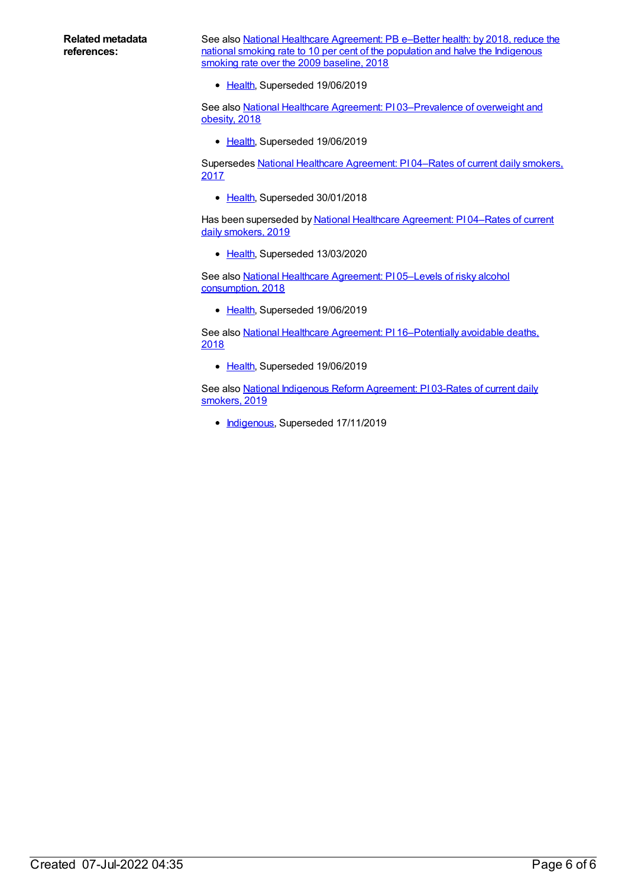**Related metadata references:**

See also National Healthcare Agreement: PB e–Better health: by 2018, reduce the national smoking rate to 10 per cent of the population and halve the Indigenous smoking rate over the 2009 baseline, 2018

- Health, Superseded 19/06/2019

See also National Healthcare Agreement: PI 03–Prevalence of overweight and obesity, 2018

- Health, Superseded 19/06/2019

Supersedes National Healthcare Agreement: PI 04–Rates of current daily smokers, 2017

- Health, Superseded 30/01/2018

Has been superseded by National Healthcare Agreement: PI 04–Rates of current daily smokers, 2019

- Health, Superseded 13/03/2020

See also National Healthcare Agreement: PI 05–Levels of risky alcohol consumption, 2018

- Health, Superseded 19/06/2019

See also National Healthcare Agreement: PI 16–Potentially avoidable deaths, 2018

- Health, Superseded 19/06/2019

See also National Indigenous Reform Agreement: PI 03-Rates of current daily smokers, 2019

- Indigenous, Superseded 17/11/2019